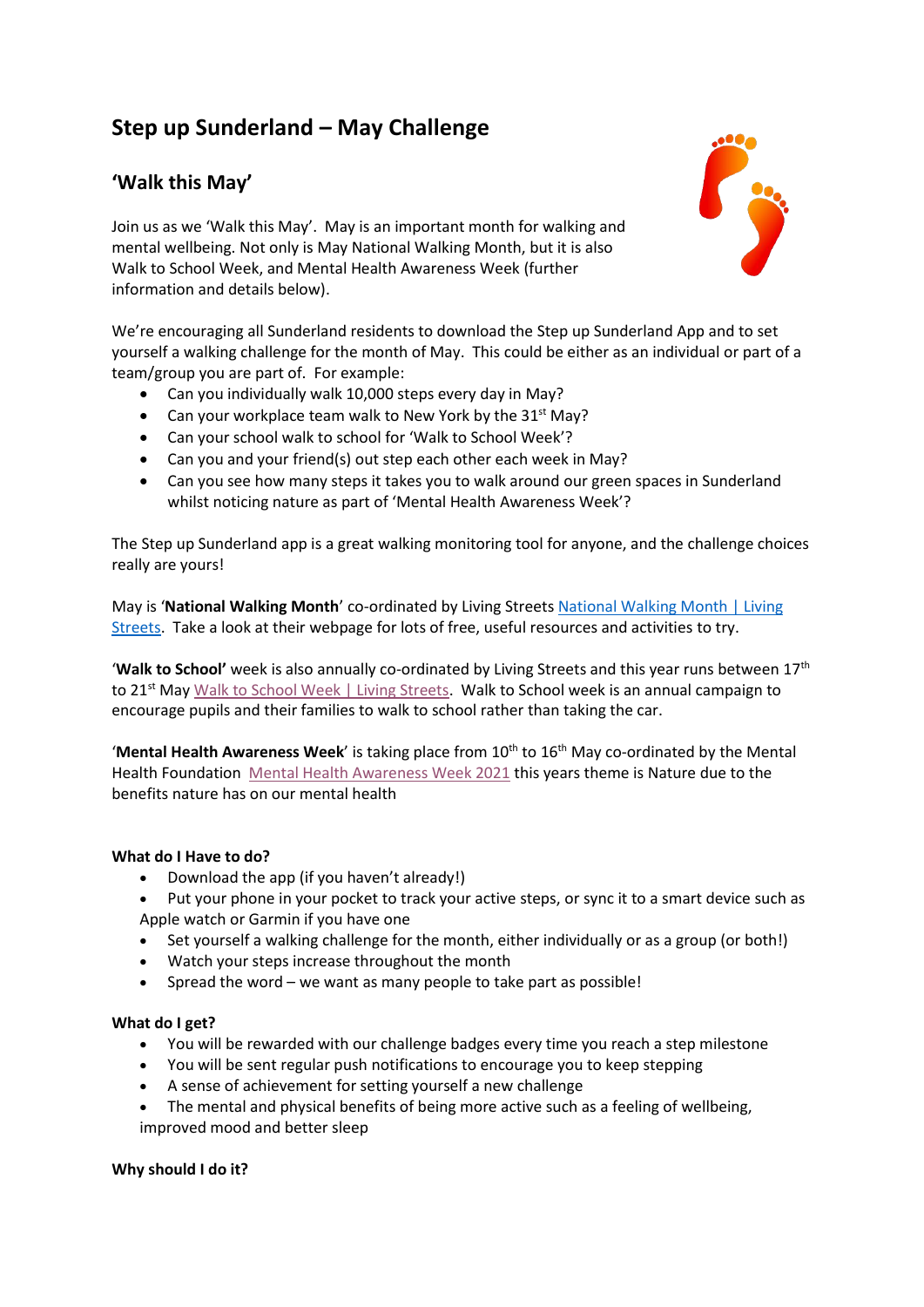# Step up Sunderland – May Challenge

## 'Walk this May'

Join us as we 'Walk this May'. May is an important month for walking and mental wellbeing. Not only is May National Walking Month, but it is also Walk to School Week, and Mental Health Awareness Week (further information and details below).

We're encouraging all Sunderland residents to download the Step up Sunderland App and to set yourself a walking challenge for the month of May. This could be either as an individual or part of a team/group you are part of. For example:

- Can you individually walk 10,000 steps every day in May?
- Can your workplace team walk to New York by the 31st May?
- Can your school walk to school for 'Walk to School Week'?
- Can you and your friend(s) out step each other each week in May?
- Can you see how many steps it takes you to walk around our green spaces in Sunderland whilst noticing nature as part of 'Mental Health Awareness Week'?

The Step up Sunderland app is a great walking monitoring tool for anyone, and the challenge choices really are yours!

May is '**National Walking Month**' co-ordinated by Living Streets National Walking Month | Living Streets. Take a look at their webpage for lots of free, useful resources and activities to try.

'**Walk to School'** week is also annually co-ordinated by Living Streets and this year runs between 17th to 21st May Walk to School Week | Living Streets. Walk to School week is an annual campaign to encourage pupils and their families to walk to school rather than taking the car.

'**Mental Health Awareness Week**' is taking place from 10th to 16th May co-ordinated by the Mental Health Foundation Mental Health Awareness Week 2021 this years theme is Nature due to the benefits nature has on our mental health

**What do I Have to do?**

- Download the app (if you haven't already!)
- Put your phone in your pocket to track your active steps, or sync it to a smart device such as Apple watch or Garmin if you have one
- Set yourself a walking challenge for the month, either individually or as a group (or both!)
- Watch your steps increase throughout the month
- Spread the word – we want as many people to take part as possible!

**What do I get?**

- You will be rewarded with our challenge badges every time you reach a step milestone
- You will be sent regular push notifications to encourage you to keep stepping
- A sense of achievement for setting yourself a new challenge
- The mental and physical benefits of being more active such as a feeling of wellbeing, improved mood and better sleep

**Why should I do it?**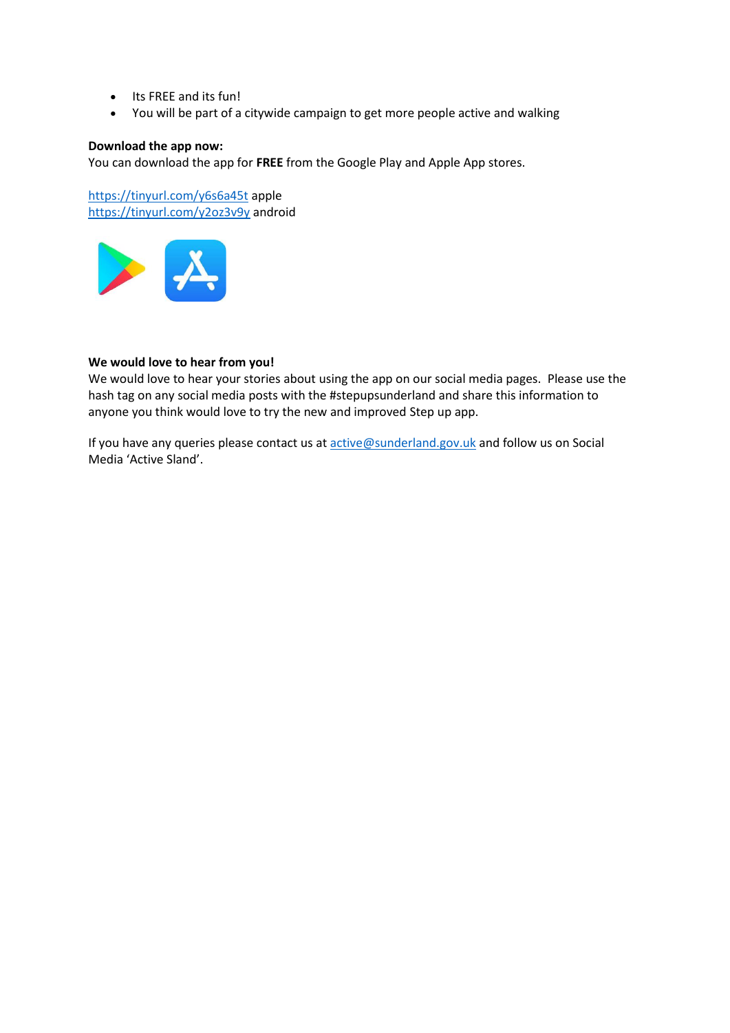- Its FREE and its fun!
- You will be part of a citywide campaign to get more people active and walking

**Download the app now:**
You can download the app for **FREE** from the Google Play and Apple App stores.

https://tinyurl.com/y6s6a45t apple
https://tinyurl.com/y2oz3v9y android

**We would love to hear from you!**
We would love to hear your stories about using the app on our social media pages. Please use the hash tag on any social media posts with the #stepupsunderland and share this information to anyone you think would love to try the new and improved Step up app.

If you have any queries please contact us at active@sunderland.gov.uk and follow us on Social Media 'Active Sland'.